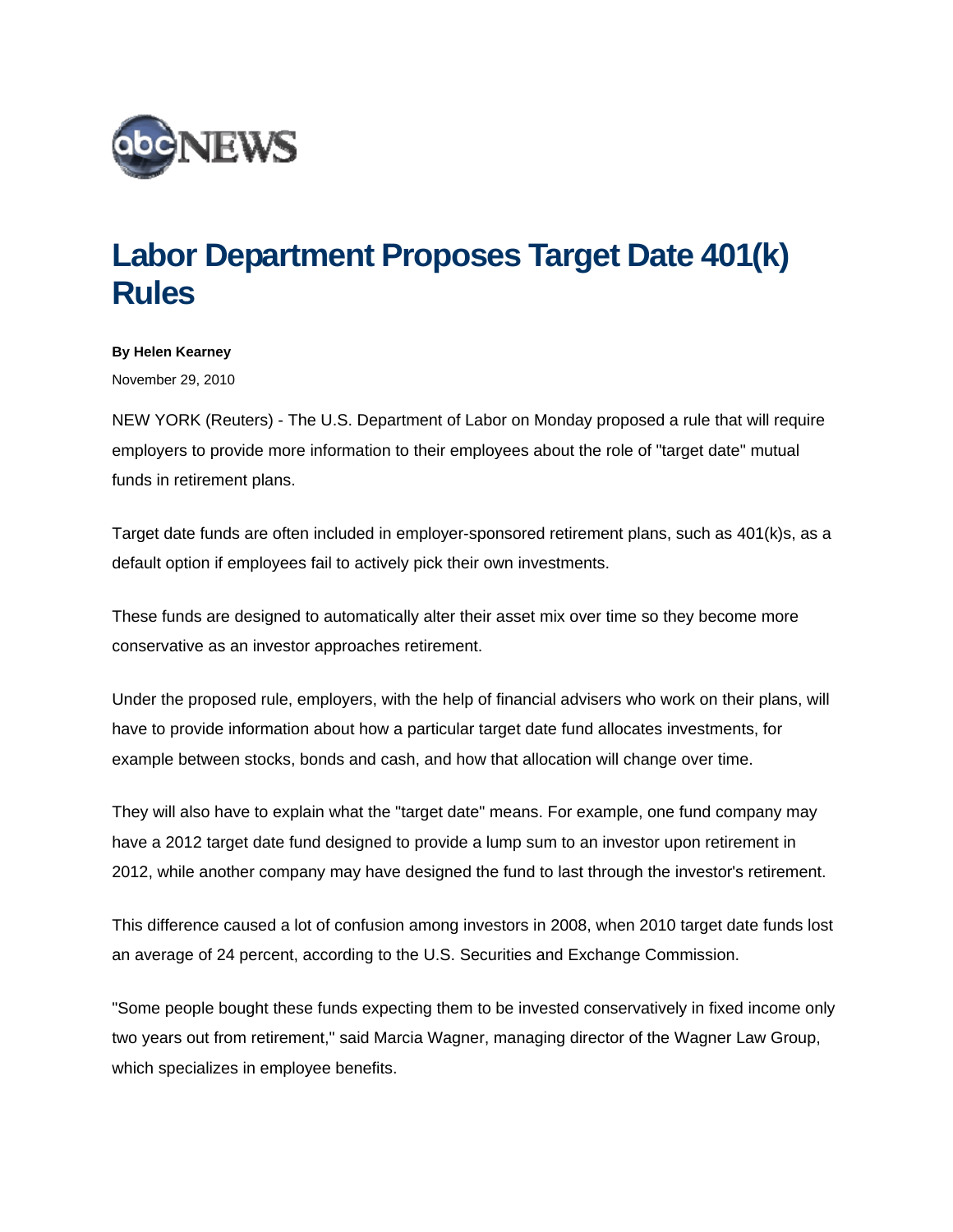# Labor Department Proposes Target Date 401(k) Rules

**By Helen Kearney**

November 29, 2010

NEW YORK (Reuters) - The U.S. Department of Labor on Monday proposed a rule that will require employers to provide more information to their employees about the role of "target date" mutual funds in retirement plans.

Target date funds are often included in employer-sponsored retirement plans, such as 401(k)s, as a default option if employees fail to actively pick their own investments.

These funds are designed to automatically alter their asset mix over time so they become more conservative as an investor approaches retirement.

Under the proposed rule, employers, with the help of financial advisers who work on their plans, will have to provide information about how a particular target date fund allocates investments, for example between stocks, bonds and cash, and how that allocation will change over time.

They will also have to explain what the "target date" means. For example, one fund company may have a 2012 target date fund designed to provide a lump sum to an investor upon retirement in 2012, while another company may have designed the fund to last through the investor's retirement.

This difference caused a lot of confusion among investors in 2008, when 2010 target date funds lost an average of 24 percent, according to the U.S. Securities and Exchange Commission.

"Some people bought these funds expecting them to be invested conservatively in fixed income only two years out from retirement," said Marcia Wagner, managing director of the Wagner Law Group, which specializes in employee benefits.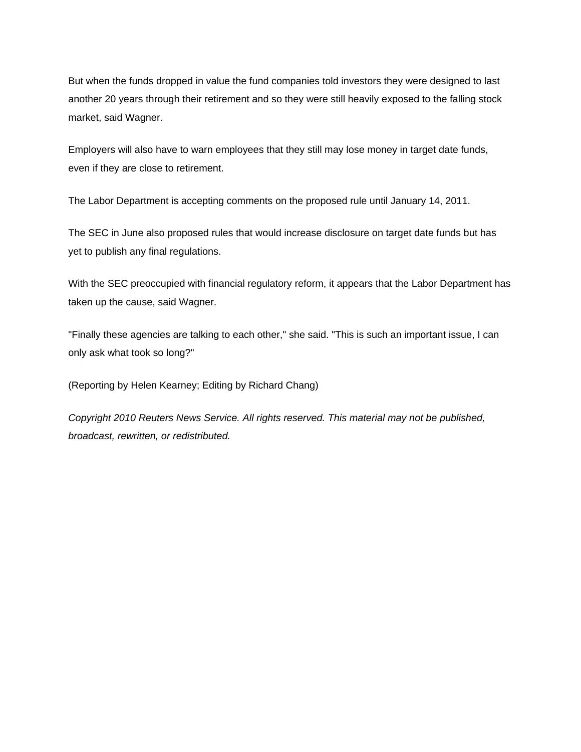But when the funds dropped in value the fund companies told investors they were designed to last another 20 years through their retirement and so they were still heavily exposed to the falling stock market, said Wagner.

Employers will also have to warn employees that they still may lose money in target date funds, even if they are close to retirement.

The Labor Department is accepting comments on the proposed rule until January 14, 2011.

The SEC in June also proposed rules that would increase disclosure on target date funds but has yet to publish any final regulations.

With the SEC preoccupied with financial regulatory reform, it appears that the Labor Department has taken up the cause, said Wagner.

"Finally these agencies are talking to each other," she said. "This is such an important issue, I can only ask what took so long?"

(Reporting by Helen Kearney; Editing by Richard Chang)

*Copyright 2010 Reuters News Service. All rights reserved. This material may not be published, broadcast, rewritten, or redistributed.*